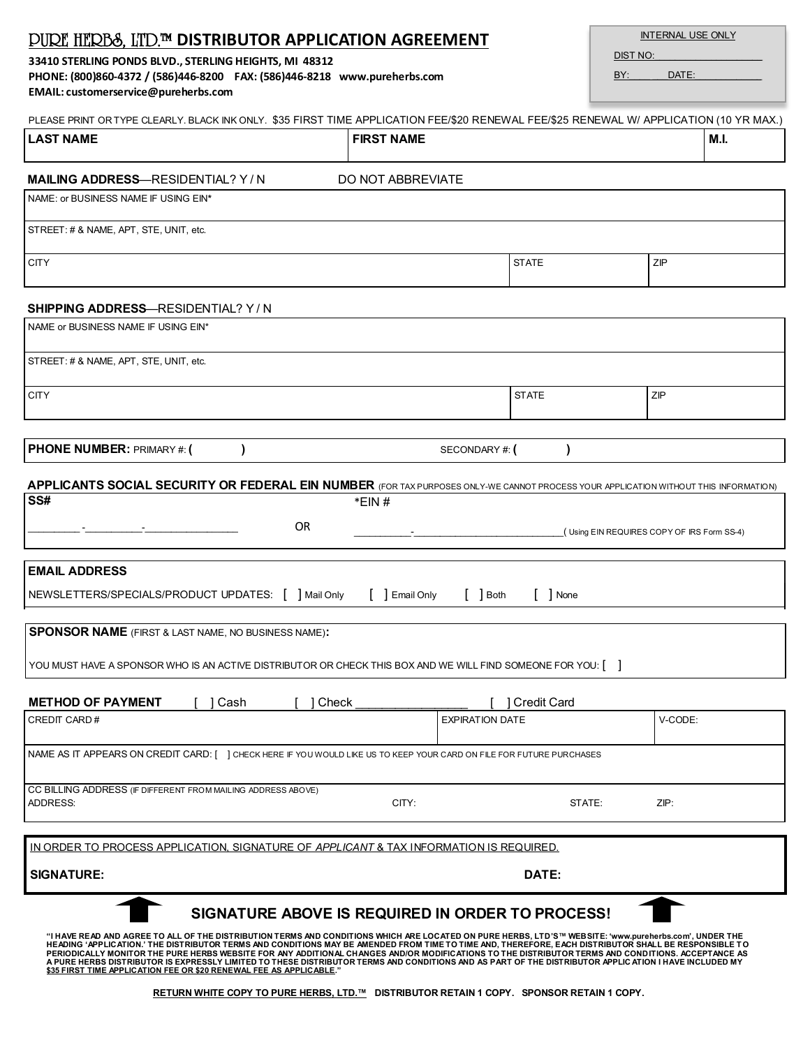// PURE HERBS, LTD.™ DISTRIBUTOR APPLICATION AGREEMENT

**33410 STERLING PONDS BLVD., STERLING HEIGHTS, MI 48312**
**PHONE: (800)860-4372 / (586)446-8200 FAX: (586)446-8218 www.pureherbs.com**
**EMAIL: customerservice@pureherbs.com**

| INTERNAL USE ONLY |
|---|
| DIST NO: ____________________ |
| BY: ____ DATE: ____________ |

PLEASE PRINT OR TYPE CLEARLY. BLACK INK ONLY. $35 FIRST TIME APPLICATION FEE/$20 RENEWAL FEE/$25 RENEWAL W/ APPLICATION (10 YR MAX.)

| LAST NAME | FIRST NAME | M.I. |
|---|---|---|
| | | |

**MAILING ADDRESS**—RESIDENTIAL? Y / N DO NOT ABBREVIATE

| NAME: or BUSINESS NAME IF USING EIN* | | |
|---|---|---|
| STREET: # & NAME, APT, STE, UNIT, etc. | | |
| CITY | STATE | ZIP |

**SHIPPING ADDRESS**—RESIDENTIAL? Y / N

| NAME or BUSINESS NAME IF USING EIN* | | |
|---|---|---|
| STREET: # & NAME, APT, STE, UNIT, etc. | | |
| CITY | STATE | ZIP |

**PHONE NUMBER:** PRIMARY #: ( ) SECONDARY #: ( )

**APPLICANTS SOCIAL SECURITY OR FEDERAL EIN NUMBER** (FOR TAX PURPOSES ONLY-WE CANNOT PROCESS YOUR APPLICATION WITHOUT THIS INFORMATION)

| SS# | | *EIN # |
|---|---|---|
| _________-__________-________________ | OR | __________-___________________________ ( Using EIN REQUIRES COPY OF IRS Form SS-4) |

**EMAIL ADDRESS**

NEWSLETTERS/SPECIALS/PRODUCT UPDATES: [ ] Mail Only [ ] Email Only [ ] Both [ ] None

**SPONSOR NAME** (FIRST & LAST NAME, NO BUSINESS NAME)**:**

YOU MUST HAVE A SPONSOR WHO IS AN ACTIVE DISTRIBUTOR OR CHECK THIS BOX AND WE WILL FIND SOMEONE FOR YOU: [ ]

**METHOD OF PAYMENT** [ ] Cash [ ] Check _________________ [ ] Credit Card

| CREDIT CARD # | | EXPIRATION DATE | V-CODE: |
|---|---|---|---|
| NAME AS IT APPEARS ON CREDIT CARD: [ ] CHECK HERE IF YOU WOULD LIKE US TO KEEP YOUR CARD ON FILE FOR FUTURE PURCHASES | | | |
| CC BILLING ADDRESS (IF DIFFERENT FROM MAILING ADDRESS ABOVE) ADDRESS: | CITY: | STATE: | ZIP: |

IN ORDER TO PROCESS APPLICATION, SIGNATURE OF *APPLICANT* & TAX INFORMATION IS REQUIRED.

**SIGNATURE:** **DATE:**

**SIGNATURE ABOVE IS REQUIRED IN ORDER TO PROCESS!**

**"I HAVE READ AND AGREE TO ALL OF THE DISTRIBUTION TERMS AND CONDITIONS WHICH ARE LOCATED ON PURE HERBS, LTD'S™ WEBSITE: 'www.pureherbs.com', UNDER THE HEADING 'APPLICATION.' THE DISTRIBUTOR TERMS AND CONDITIONS MAY BE AMENDED FROM TIME TO TIME AND, THEREFORE, EACH DISTRIBUTOR SHALL BE RESPONSIBLE TO PERIODICALLY MONITOR THE PURE HERBS WEBSITE FOR ANY ADDITIONAL CHANGES AND/OR MODIFICATIONS TO THE DISTRIBUTOR TERMS AND CONDITIONS. ACCEPTANCE AS A PURE HERBS DISTRIBUTOR IS EXPRESSLY LIMITED TO THESE DISTRIBUTOR TERMS AND CONDITIONS AND AS PART OF THE DISTRIBUTOR APPLICATION I HAVE INCLUDED MY $35 FIRST TIME APPLICATION FEE OR $20 RENEWAL FEE AS APPLICABLE."**

**RETURN WHITE COPY TO PURE HERBS, LTD.™ DISTRIBUTOR RETAIN 1 COPY. SPONSOR RETAIN 1 COPY.**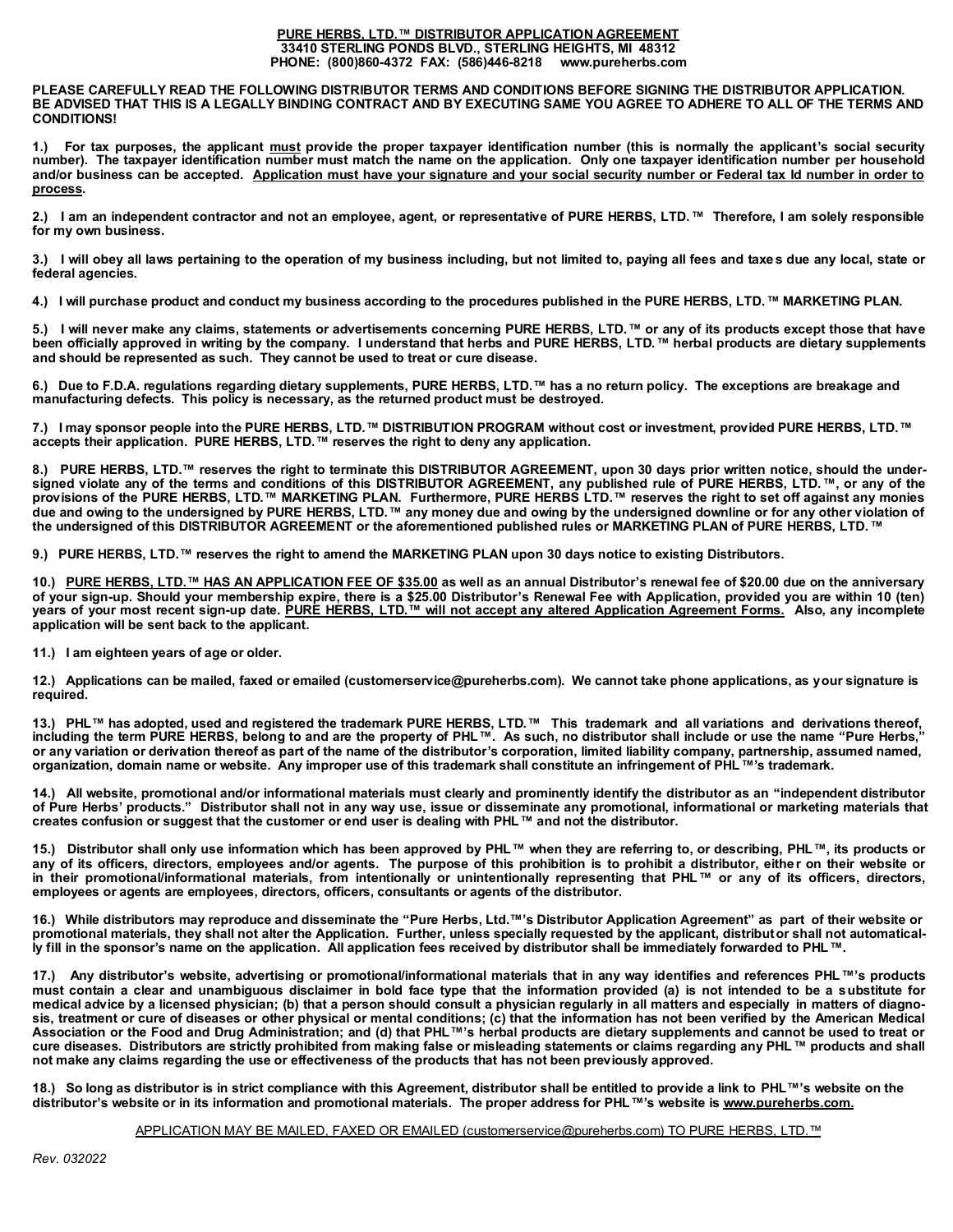**PURE HERBS, LTD.™ DISTRIBUTOR APPLICATION AGREEMENT**
**33410 STERLING PONDS BLVD., STERLING HEIGHTS, MI 48312**
**PHONE: (800)860-4372 FAX: (586)446-8218 www.pureherbs.com**

**PLEASE CAREFULLY READ THE FOLLOWING DISTRIBUTOR TERMS AND CONDITIONS BEFORE SIGNING THE DISTRIBUTOR APPLICATION. BE ADVISED THAT THIS IS A LEGALLY BINDING CONTRACT AND BY EXECUTING SAME YOU AGREE TO ADHERE TO ALL OF THE TERMS AND CONDITIONS!**

**1.) For tax purposes, the applicant must provide the proper taxpayer identification number (this is normally the applicant's social security number). The taxpayer identification number must match the name on the application. Only one taxpayer identification number per household and/or business can be accepted. Application must have your signature and your social security number or Federal tax Id number in order to process.**

**2.) I am an independent contractor and not an employee, agent, or representative of PURE HERBS, LTD. ™ Therefore, I am solely responsible for my own business.**

**3.) I will obey all laws pertaining to the operation of my business including, but not limited to, paying all fees and taxes due any local, state or federal agencies.**

**4.) I will purchase product and conduct my business according to the procedures published in the PURE HERBS, LTD. ™ MARKETING PLAN.**

**5.) I will never make any claims, statements or advertisements concerning PURE HERBS, LTD. ™ or any of its products except those that have been officially approved in writing by the company. I understand that herbs and PURE HERBS, LTD. ™ herbal products are dietary supplements and should be represented as such. They cannot be used to treat or cure disease.**

**6.) Due to F.D.A. regulations regarding dietary supplements, PURE HERBS, LTD.™ has a no return policy. The exceptions are breakage and manufacturing defects. This policy is necessary, as the returned product must be destroyed.**

**7.) I may sponsor people into the PURE HERBS, LTD.™ DISTRIBUTION PROGRAM without cost or investment, provided PURE HERBS, LTD.™ accepts their application. PURE HERBS, LTD.™ reserves the right to deny any application.**

**8.) PURE HERBS, LTD.™ reserves the right to terminate this DISTRIBUTOR AGREEMENT, upon 30 days prior written notice, should the undersigned violate any of the terms and conditions of this DISTRIBUTOR AGREEMENT, any published rule of PURE HERBS, LTD.™, or any of the provisions of the PURE HERBS, LTD.™ MARKETING PLAN. Furthermore, PURE HERBS LTD.™ reserves the right to set off against any monies due and owing to the undersigned by PURE HERBS, LTD.™ any money due and owing by the undersigned downline or for any other violation of the undersigned of this DISTRIBUTOR AGREEMENT or the aforementioned published rules or MARKETING PLAN of PURE HERBS, LTD.™**

**9.) PURE HERBS, LTD.™ reserves the right to amend the MARKETING PLAN upon 30 days notice to existing Distributors.**

**10.) PURE HERBS, LTD.™ HAS AN APPLICATION FEE OF $35.00 as well as an annual Distributor's renewal fee of $20.00 due on the anniversary of your sign-up. Should your membership expire, there is a $25.00 Distributor's Renewal Fee with Application, provided you are within 10 (ten) years of your most recent sign-up date. PURE HERBS, LTD.™ will not accept any altered Application Agreement Forms. Also, any incomplete application will be sent back to the applicant.**

**11.) I am eighteen years of age or older.**

**12.) Applications can be mailed, faxed or emailed (customerservice@pureherbs.com). We cannot take phone applications, as your signature is required.**

**13.) PHL™ has adopted, used and registered the trademark PURE HERBS, LTD.™ This trademark and all variations and derivations thereof, including the term PURE HERBS, belong to and are the property of PHL™. As such, no distributor shall include or use the name "Pure Herbs," or any variation or derivation thereof as part of the name of the distributor's corporation, limited liability company, partnership, assumed named, organization, domain name or website. Any improper use of this trademark shall constitute an infringement of PHL™'s trademark.**

**14.) All website, promotional and/or informational materials must clearly and prominently identify the distributor as an "independent distributor of Pure Herbs' products." Distributor shall not in any way use, issue or disseminate any promotional, informational or marketing materials that creates confusion or suggest that the customer or end user is dealing with PHL™ and not the distributor.**

**15.) Distributor shall only use information which has been approved by PHL™ when they are referring to, or describing, PHL™, its products or any of its officers, directors, employees and/or agents. The purpose of this prohibition is to prohibit a distributor, either on their website or in their promotional/informational materials, from intentionally or unintentionally representing that PHL™ or any of its officers, directors, employees or agents are employees, directors, officers, consultants or agents of the distributor.**

**16.) While distributors may reproduce and disseminate the "Pure Herbs, Ltd.™'s Distributor Application Agreement" as part of their website or promotional materials, they shall not alter the Application. Further, unless specially requested by the applicant, distributor shall not automatically fill in the sponsor's name on the application. All application fees received by distributor shall be immediately forwarded to PHL™.**

**17.) Any distributor's website, advertising or promotional/informational materials that in any way identifies and references PHL™'s products must contain a clear and unambiguous disclaimer in bold face type that the information provided (a) is not intended to be a substitute for medical advice by a licensed physician; (b) that a person should consult a physician regularly in all matters and especially in matters of diagnosis, treatment or cure of diseases or other physical or mental conditions; (c) that the information has not been verified by the American Medical Association or the Food and Drug Administration; and (d) that PHL™'s herbal products are dietary supplements and cannot be used to treat or cure diseases. Distributors are strictly prohibited from making false or misleading statements or claims regarding any PHL™ products and shall not make any claims regarding the use or effectiveness of the products that has not been previously approved.**

**18.) So long as distributor is in strict compliance with this Agreement, distributor shall be entitled to provide a link to PHL™'s website on the distributor's website or in its information and promotional materials. The proper address for PHL™'s website is www.pureherbs.com.**

APPLICATION MAY BE MAILED, FAXED OR EMAILED (customerservice@pureherbs.com) TO PURE HERBS, LTD.™

*Rev. 032022*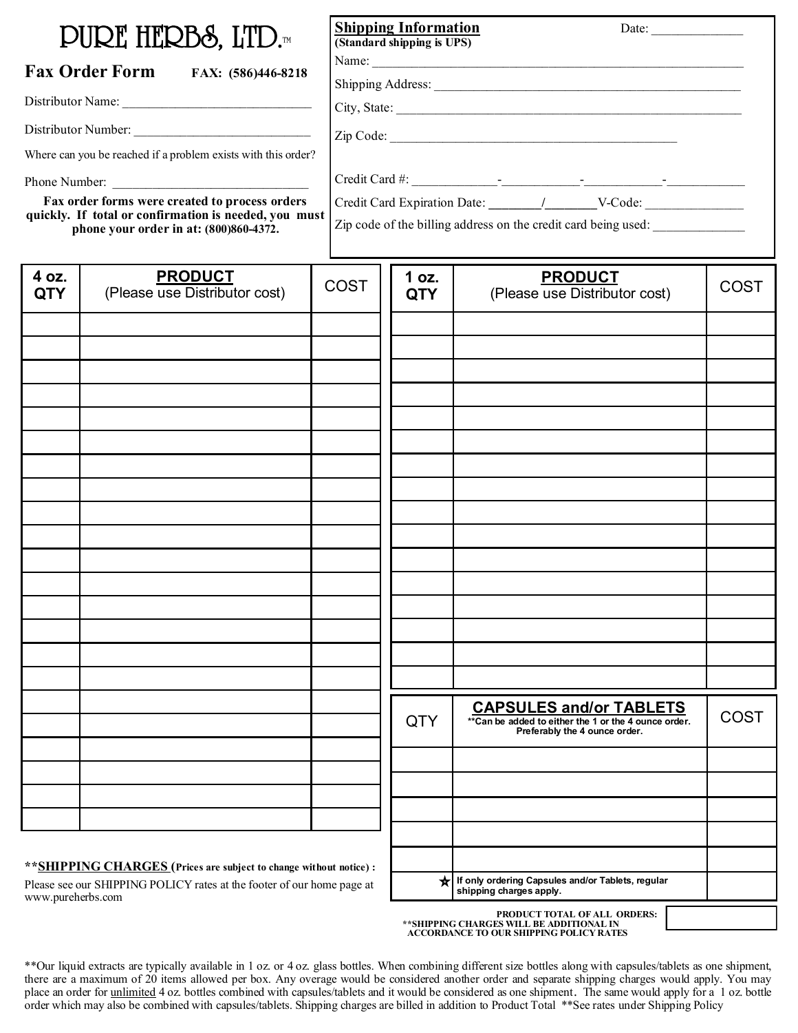# PURE HERBS, LTD.™

## Fax Order Form

FAX: (586)446-8218

Distributor Name: _______________________________

Distributor Number: _____________________________

Where can you be reached if a problem exists with this order?

Phone Number: _________________________________

**Fax order forms were created to process orders quickly. If total or confirmation is needed, you must phone your order in at: (800)860-4372.**

**Shipping Information**
**(Standard shipping is UPS)**

Date: ______________

Name: ___________________________________________________________

Shipping Address: ________________________________________________

City, State: _____________________________________________________

Zip Code: ______________________________________________

Credit Card #: ____________-___________-___________-____________

Credit Card Expiration Date: ________/_______V-Code: ______________

Zip code of the billing address on the credit card being used: ______________

| 4 oz. QTY | PRODUCT (Please use Distributor cost) | COST |
|---|---|---|
| | | |
| | | |
| | | |
| | | |
| | | |
| | | |
| | | |
| | | |
| | | |
| | | |
| | | |
| | | |
| | | |
| | | |
| | | |
| | | |
| | | |
| | | |
| | | |
| | | |
| | | |
| | | |

| 1 oz. QTY | PRODUCT (Please use Distributor cost) | COST |
|---|---|---|
| | | |
| | | |
| | | |
| | | |
| | | |
| | | |
| | | |
| | | |
| | | |
| | | |
| | | |
| | | |
| | | |
| | | |
| | | |
| | | |

| QTY | CAPSULES and/or TABLETS **Can be added to either the 1 or the 4 ounce order. Preferably the 4 ounce order. | COST |
|---|---|---|
| | | |
| | | |
| | | |
| | | |
| | | |
| ★ | If only ordering Capsules and/or Tablets, regular shipping charges apply. | |

**PRODUCT TOTAL OF ALL ORDERS:** ____________

**\*\*SHIPPING CHARGES WILL BE ADDITIONAL IN ACCORDANCE TO OUR SHIPPING POLICY RATES**

**\*\*SHIPPING CHARGES (Prices are subject to change without notice) :**

Please see our SHIPPING POLICY rates at the footer of our home page at www.pureherbs.com

**Our liquid extracts are typically available in 1 oz. or 4 oz. glass bottles. When combining different size bottles along with capsules/tablets as one shipment, there are a maximum of 20 items allowed per box. Any overage would be considered another order and separate shipping charges would apply. You may place an order for unlimited 4 oz. bottles combined with capsules/tablets and it would be considered as one shipment. The same would apply for a 1 oz. bottle order which may also be combined with capsules/tablets. Shipping charges are billed in addition to Product Total **See rates under Shipping Policy